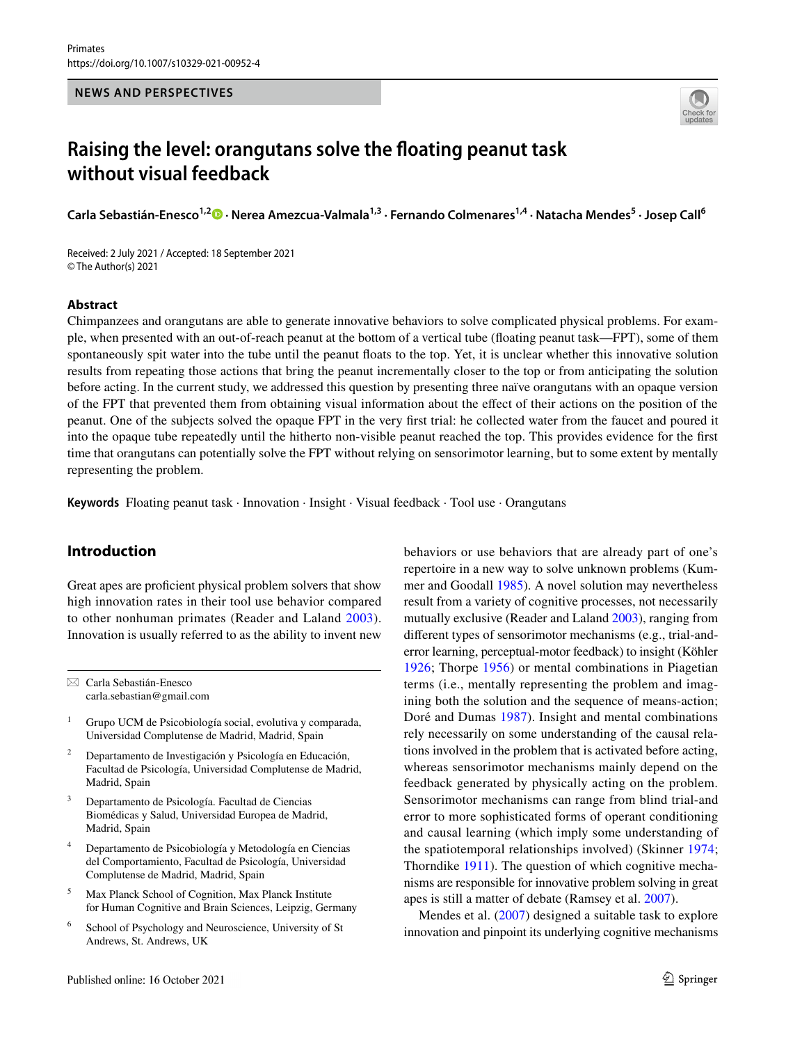NEWS AND PERSPECTIVES

# Raising the level: orangutans solve the floating peanut task without visual feedback

**Carla Sebastián-Enesco[1,2] · Nerea Amezcua-Valmala[1,3] · Fernando Colmenares[1,4] · Natacha Mendes[5] · Josep Call[6]**

Received: 2 July 2021 / Accepted: 18 September 2021
© The Author(s) 2021

## Abstract

Chimpanzees and orangutans are able to generate innovative behaviors to solve complicated physical problems. For example, when presented with an out-of-reach peanut at the bottom of a vertical tube (floating peanut task—FPT), some of them spontaneously spit water into the tube until the peanut floats to the top. Yet, it is unclear whether this innovative solution results from repeating those actions that bring the peanut incrementally closer to the top or from anticipating the solution before acting. In the current study, we addressed this question by presenting three naïve orangutans with an opaque version of the FPT that prevented them from obtaining visual information about the effect of their actions on the position of the peanut. One of the subjects solved the opaque FPT in the very first trial: he collected water from the faucet and poured it into the opaque tube repeatedly until the hitherto non-visible peanut reached the top. This provides evidence for the first time that orangutans can potentially solve the FPT without relying on sensorimotor learning, but to some extent by mentally representing the problem.

**Keywords** Floating peanut task · Innovation · Insight · Visual feedback · Tool use · Orangutans

## Introduction

Great apes are proficient physical problem solvers that show high innovation rates in their tool use behavior compared to other nonhuman primates (Reader and Laland 2003). Innovation is usually referred to as the ability to invent new behaviors or use behaviors that are already part of one's repertoire in a new way to solve unknown problems (Kummer and Goodall 1985). A novel solution may nevertheless result from a variety of cognitive processes, not necessarily mutually exclusive (Reader and Laland 2003), ranging from different types of sensorimotor mechanisms (e.g., trial-and-error learning, perceptual-motor feedback) to insight (Köhler 1926; Thorpe 1956) or mental combinations in Piagetian terms (i.e., mentally representing the problem and imagining both the solution and the sequence of means-action; Doré and Dumas 1987). Insight and mental combinations rely necessarily on some understanding of the causal relations involved in the problem that is activated before acting, whereas sensorimotor mechanisms mainly depend on the feedback generated by physically acting on the problem. Sensorimotor mechanisms can range from blind trial-and error to more sophisticated forms of operant conditioning and causal learning (which imply some understanding of the spatiotemporal relationships involved) (Skinner 1974; Thorndike 1911). The question of which cognitive mechanisms are responsible for innovative problem solving in great apes is still a matter of debate (Ramsey et al. 2007).

Mendes et al. (2007) designed a suitable task to explore innovation and pinpoint its underlying cognitive mechanisms

---

✉ Carla Sebastián-Enesco
carla.sebastian@gmail.com

[1] Grupo UCM de Psicobiología social, evolutiva y comparada, Universidad Complutense de Madrid, Madrid, Spain

[2] Departamento de Investigación y Psicología en Educación, Facultad de Psicología, Universidad Complutense de Madrid, Madrid, Spain

[3] Departamento de Psicología. Facultad de Ciencias Biomédicas y Salud, Universidad Europea de Madrid, Madrid, Spain

[4] Departamento de Psicobiología y Metodología en Ciencias del Comportamiento, Facultad de Psicología, Universidad Complutense de Madrid, Madrid, Spain

[5] Max Planck School of Cognition, Max Planck Institute for Human Cognitive and Brain Sciences, Leipzig, Germany

[6] School of Psychology and Neuroscience, University of St Andrews, St. Andrews, UK

Published online: 16 October 2021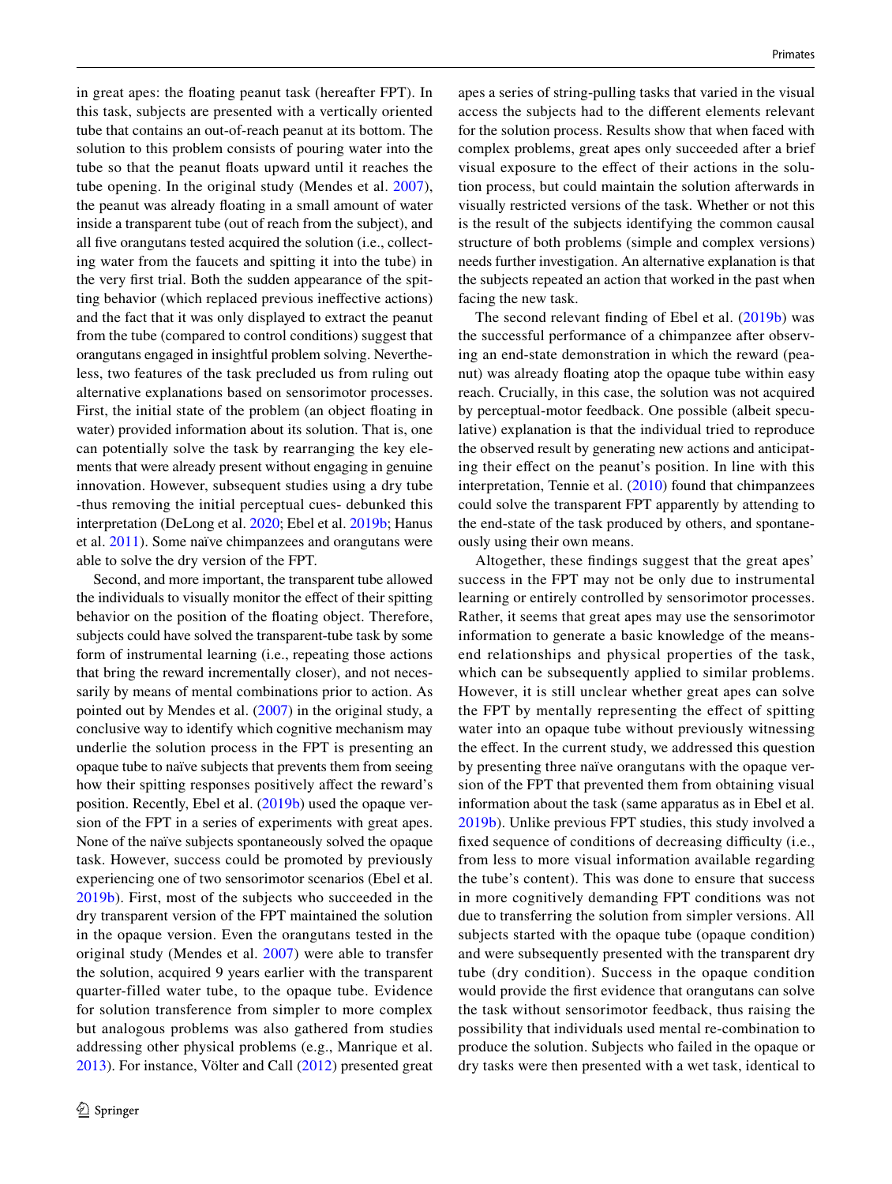in great apes: the floating peanut task (hereafter FPT). In this task, subjects are presented with a vertically oriented tube that contains an out-of-reach peanut at its bottom. The solution to this problem consists of pouring water into the tube so that the peanut floats upward until it reaches the tube opening. In the original study (Mendes et al. 2007), the peanut was already floating in a small amount of water inside a transparent tube (out of reach from the subject), and all five orangutans tested acquired the solution (i.e., collecting water from the faucets and spitting it into the tube) in the very first trial. Both the sudden appearance of the spitting behavior (which replaced previous ineffective actions) and the fact that it was only displayed to extract the peanut from the tube (compared to control conditions) suggest that orangutans engaged in insightful problem solving. Nevertheless, two features of the task precluded us from ruling out alternative explanations based on sensorimotor processes. First, the initial state of the problem (an object floating in water) provided information about its solution. That is, one can potentially solve the task by rearranging the key elements that were already present without engaging in genuine innovation. However, subsequent studies using a dry tube -thus removing the initial perceptual cues- debunked this interpretation (DeLong et al. 2020; Ebel et al. 2019b; Hanus et al. 2011). Some naïve chimpanzees and orangutans were able to solve the dry version of the FPT.

Second, and more important, the transparent tube allowed the individuals to visually monitor the effect of their spitting behavior on the position of the floating object. Therefore, subjects could have solved the transparent-tube task by some form of instrumental learning (i.e., repeating those actions that bring the reward incrementally closer), and not necessarily by means of mental combinations prior to action. As pointed out by Mendes et al. (2007) in the original study, a conclusive way to identify which cognitive mechanism may underlie the solution process in the FPT is presenting an opaque tube to naïve subjects that prevents them from seeing how their spitting responses positively affect the reward's position. Recently, Ebel et al. (2019b) used the opaque version of the FPT in a series of experiments with great apes. None of the naïve subjects spontaneously solved the opaque task. However, success could be promoted by previously experiencing one of two sensorimotor scenarios (Ebel et al. 2019b). First, most of the subjects who succeeded in the dry transparent version of the FPT maintained the solution in the opaque version. Even the orangutans tested in the original study (Mendes et al. 2007) were able to transfer the solution, acquired 9 years earlier with the transparent quarter-filled water tube, to the opaque tube. Evidence for solution transference from simpler to more complex but analogous problems was also gathered from studies addressing other physical problems (e.g., Manrique et al. 2013). For instance, Völter and Call (2012) presented great apes a series of string-pulling tasks that varied in the visual access the subjects had to the different elements relevant for the solution process. Results show that when faced with complex problems, great apes only succeeded after a brief visual exposure to the effect of their actions in the solution process, but could maintain the solution afterwards in visually restricted versions of the task. Whether or not this is the result of the subjects identifying the common causal structure of both problems (simple and complex versions) needs further investigation. An alternative explanation is that the subjects repeated an action that worked in the past when facing the new task.

The second relevant finding of Ebel et al. (2019b) was the successful performance of a chimpanzee after observing an end-state demonstration in which the reward (peanut) was already floating atop the opaque tube within easy reach. Crucially, in this case, the solution was not acquired by perceptual-motor feedback. One possible (albeit speculative) explanation is that the individual tried to reproduce the observed result by generating new actions and anticipating their effect on the peanut's position. In line with this interpretation, Tennie et al. (2010) found that chimpanzees could solve the transparent FPT apparently by attending to the end-state of the task produced by others, and spontaneously using their own means.

Altogether, these findings suggest that the great apes' success in the FPT may not be only due to instrumental learning or entirely controlled by sensorimotor processes. Rather, it seems that great apes may use the sensorimotor information to generate a basic knowledge of the means-end relationships and physical properties of the task, which can be subsequently applied to similar problems. However, it is still unclear whether great apes can solve the FPT by mentally representing the effect of spitting water into an opaque tube without previously witnessing the effect. In the current study, we addressed this question by presenting three naïve orangutans with the opaque version of the FPT that prevented them from obtaining visual information about the task (same apparatus as in Ebel et al. 2019b). Unlike previous FPT studies, this study involved a fixed sequence of conditions of decreasing difficulty (i.e., from less to more visual information available regarding the tube's content). This was done to ensure that success in more cognitively demanding FPT conditions was not due to transferring the solution from simpler versions. All subjects started with the opaque tube (opaque condition) and were subsequently presented with the transparent dry tube (dry condition). Success in the opaque condition would provide the first evidence that orangutans can solve the task without sensorimotor feedback, thus raising the possibility that individuals used mental re-combination to produce the solution. Subjects who failed in the opaque or dry tasks were then presented with a wet task, identical to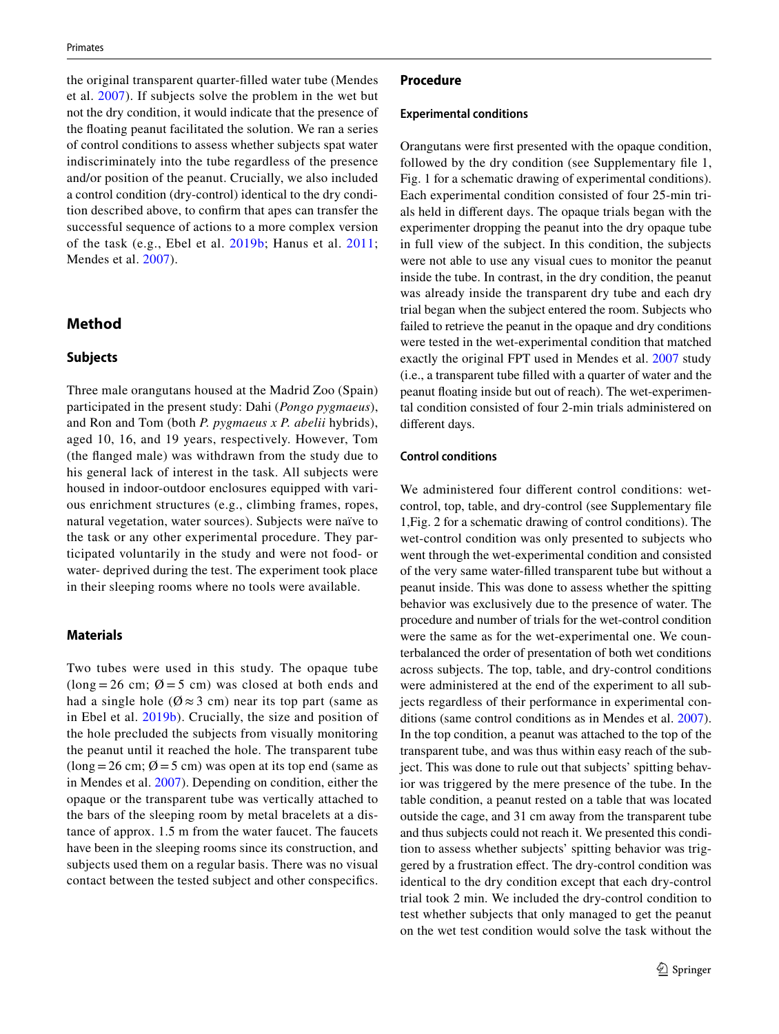the original transparent quarter-filled water tube (Mendes et al. 2007). If subjects solve the problem in the wet but not the dry condition, it would indicate that the presence of the floating peanut facilitated the solution. We ran a series of control conditions to assess whether subjects spat water indiscriminately into the tube regardless of the presence and/or position of the peanut. Crucially, we also included a control condition (dry-control) identical to the dry condition described above, to confirm that apes can transfer the successful sequence of actions to a more complex version of the task (e.g., Ebel et al. 2019b; Hanus et al. 2011; Mendes et al. 2007).

## Method

### Subjects

Three male orangutans housed at the Madrid Zoo (Spain) participated in the present study: Dahi (*Pongo pygmaeus*), and Ron and Tom (both *P. pygmaeus x P. abelii* hybrids), aged 10, 16, and 19 years, respectively. However, Tom (the flanged male) was withdrawn from the study due to his general lack of interest in the task. All subjects were housed in indoor-outdoor enclosures equipped with various enrichment structures (e.g., climbing frames, ropes, natural vegetation, water sources). Subjects were naïve to the task or any other experimental procedure. They participated voluntarily in the study and were not food- or water- deprived during the test. The experiment took place in their sleeping rooms where no tools were available.

### Materials

Two tubes were used in this study. The opaque tube (long = 26 cm; Ø = 5 cm) was closed at both ends and had a single hole (Ø ≈ 3 cm) near its top part (same as in Ebel et al. 2019b). Crucially, the size and position of the hole precluded the subjects from visually monitoring the peanut until it reached the hole. The transparent tube (long = 26 cm; Ø = 5 cm) was open at its top end (same as in Mendes et al. 2007). Depending on condition, either the opaque or the transparent tube was vertically attached to the bars of the sleeping room by metal bracelets at a distance of approx. 1.5 m from the water faucet. The faucets have been in the sleeping rooms since its construction, and subjects used them on a regular basis. There was no visual contact between the tested subject and other conspecifics.

## Procedure

### Experimental conditions

Orangutans were first presented with the opaque condition, followed by the dry condition (see Supplementary file 1, Fig. 1 for a schematic drawing of experimental conditions). Each experimental condition consisted of four 25-min trials held in different days. The opaque trials began with the experimenter dropping the peanut into the dry opaque tube in full view of the subject. In this condition, the subjects were not able to use any visual cues to monitor the peanut inside the tube. In contrast, in the dry condition, the peanut was already inside the transparent dry tube and each dry trial began when the subject entered the room. Subjects who failed to retrieve the peanut in the opaque and dry conditions were tested in the wet-experimental condition that matched exactly the original FPT used in Mendes et al. 2007 study (i.e., a transparent tube filled with a quarter of water and the peanut floating inside but out of reach). The wet-experimental condition consisted of four 2-min trials administered on different days.

### Control conditions

We administered four different control conditions: wet-control, top, table, and dry-control (see Supplementary file 1,Fig. 2 for a schematic drawing of control conditions). The wet-control condition was only presented to subjects who went through the wet-experimental condition and consisted of the very same water-filled transparent tube but without a peanut inside. This was done to assess whether the spitting behavior was exclusively due to the presence of water. The procedure and number of trials for the wet-control condition were the same as for the wet-experimental one. We counterbalanced the order of presentation of both wet conditions across subjects. The top, table, and dry-control conditions were administered at the end of the experiment to all subjects regardless of their performance in experimental conditions (same control conditions as in Mendes et al. 2007). In the top condition, a peanut was attached to the top of the transparent tube, and was thus within easy reach of the subject. This was done to rule out that subjects' spitting behavior was triggered by the mere presence of the tube. In the table condition, a peanut rested on a table that was located outside the cage, and 31 cm away from the transparent tube and thus subjects could not reach it. We presented this condition to assess whether subjects' spitting behavior was triggered by a frustration effect. The dry-control condition was identical to the dry condition except that each dry-control trial took 2 min. We included the dry-control condition to test whether subjects that only managed to get the peanut on the wet test condition would solve the task without the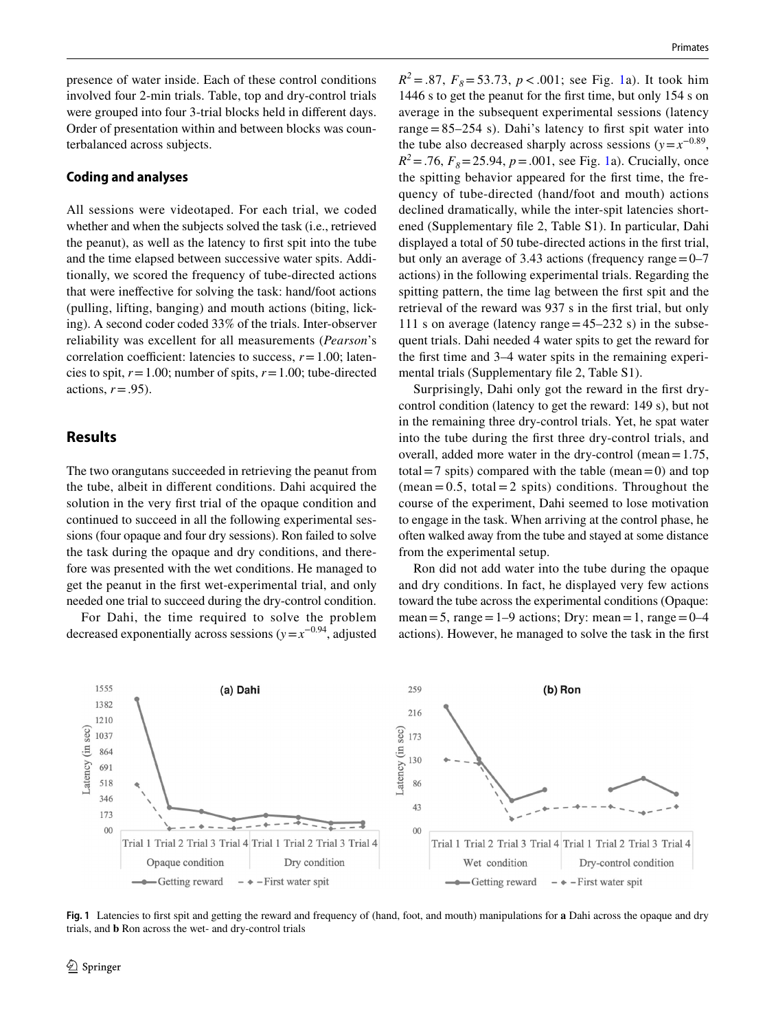presence of water inside. Each of these control conditions involved four 2-min trials. Table, top and dry-control trials were grouped into four 3-trial blocks held in different days. Order of presentation within and between blocks was counterbalanced across subjects.

### Coding and analyses

All sessions were videotaped. For each trial, we coded whether and when the subjects solved the task (i.e., retrieved the peanut), as well as the latency to first spit into the tube and the time elapsed between successive water spits. Additionally, we scored the frequency of tube-directed actions that were ineffective for solving the task: hand/foot actions (pulling, lifting, banging) and mouth actions (biting, licking). A second coder coded 33% of the trials. Inter-observer reliability was excellent for all measurements (*Pearson*'s correlation coefficient: latencies to success, $r = 1.00$; latencies to spit, $r = 1.00$; number of spits, $r = 1.00$; tube-directed actions, $r = .95$).

## Results

The two orangutans succeeded in retrieving the peanut from the tube, albeit in different conditions. Dahi acquired the solution in the very first trial of the opaque condition and continued to succeed in all the following experimental sessions (four opaque and four dry sessions). Ron failed to solve the task during the opaque and dry conditions, and therefore was presented with the wet conditions. He managed to get the peanut in the first wet-experimental trial, and only needed one trial to succeed during the dry-control condition.

For Dahi, the time required to solve the problem decreased exponentially across sessions ($y = x^{-0.94}$, adjusted $R^2 = .87$, $F_8 = 53.73$, $p < .001$; see Fig. 1a). It took him 1446 s to get the peanut for the first time, but only 154 s on average in the subsequent experimental sessions (latency range = 85–254 s). Dahi's latency to first spit water into the tube also decreased sharply across sessions ($y = x^{-0.89}$, $R^2 = .76$, $F_8 = 25.94$, $p = .001$, see Fig. 1a). Crucially, once the spitting behavior appeared for the first time, the frequency of tube-directed (hand/foot and mouth) actions declined dramatically, while the inter-spit latencies shortened (Supplementary file 2, Table S1). In particular, Dahi displayed a total of 50 tube-directed actions in the first trial, but only an average of 3.43 actions (frequency range = 0–7 actions) in the following experimental trials. Regarding the spitting pattern, the time lag between the first spit and the retrieval of the reward was 937 s in the first trial, but only 111 s on average (latency range = 45–232 s) in the subsequent trials. Dahi needed 4 water spits to get the reward for the first time and 3–4 water spits in the remaining experimental trials (Supplementary file 2, Table S1).

Surprisingly, Dahi only got the reward in the first dry-control condition (latency to get the reward: 149 s), but not in the remaining three dry-control trials. Yet, he spat water into the tube during the first three dry-control trials, and overall, added more water in the dry-control (mean = 1.75, total = 7 spits) compared with the table (mean = 0) and top (mean = 0.5, total = 2 spits) conditions. Throughout the course of the experiment, Dahi seemed to lose motivation to engage in the task. When arriving at the control phase, he often walked away from the tube and stayed at some distance from the experimental setup.

Ron did not add water into the tube during the opaque and dry conditions. In fact, he displayed very few actions toward the tube across the experimental conditions (Opaque: mean = 5, range = 1–9 actions; Dry: mean = 1, range = 0–4 actions). However, he managed to solve the task in the first

**Fig. 1** Latencies to first spit and getting the reward and frequency of (hand, foot, and mouth) manipulations for **a** Dahi across the opaque and dry trials, and **b** Ron across the wet- and dry-control trials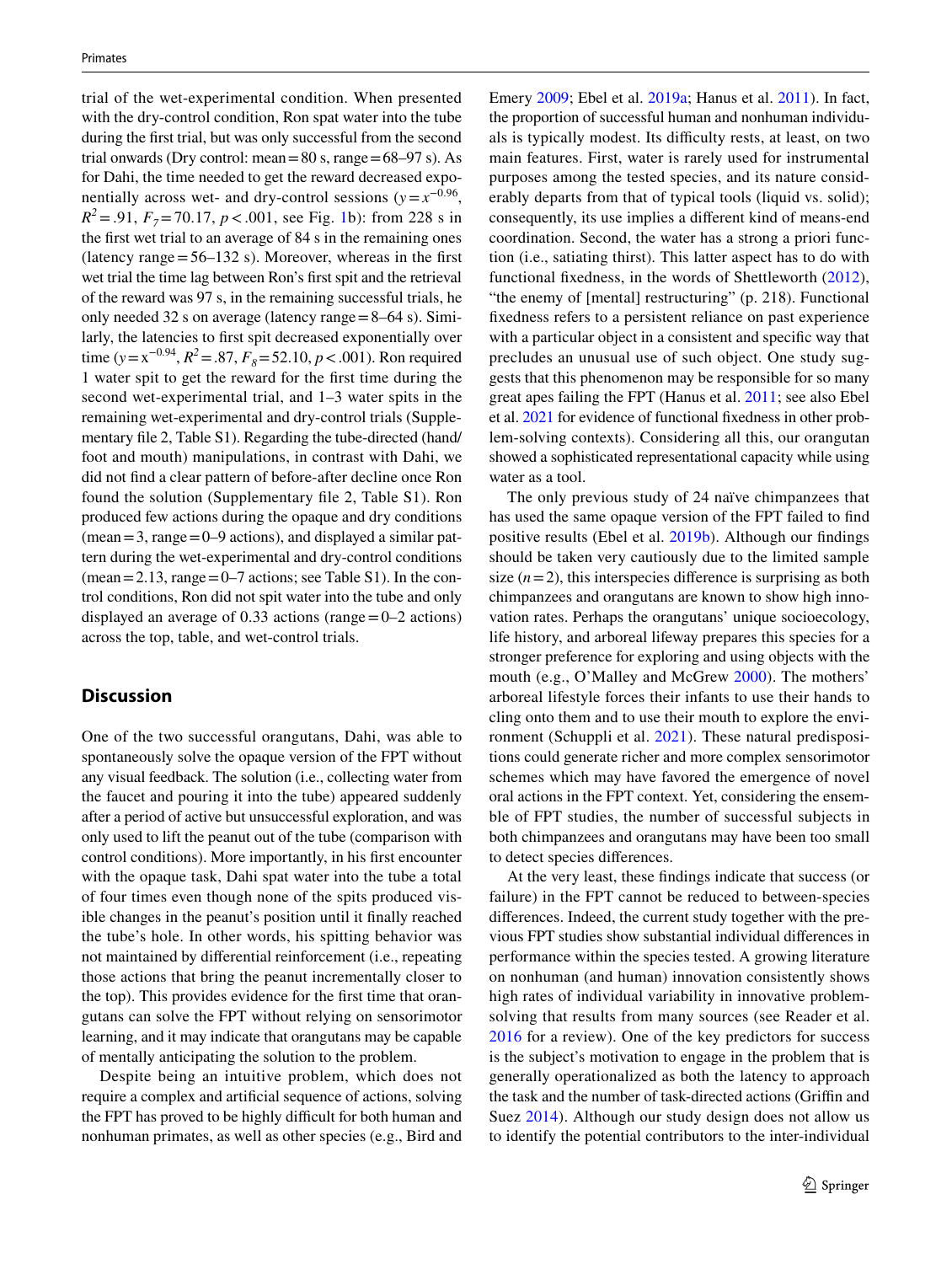trial of the wet-experimental condition. When presented with the dry-control condition, Ron spat water into the tube during the first trial, but was only successful from the second trial onwards (Dry control: mean = 80 s, range = 68–97 s). As for Dahi, the time needed to get the reward decreased exponentially across wet- and dry-control sessions ($y = x^{-0.96}$, $R^2 = .91$, $F_7 = 70.17$, $p < .001$, see Fig. 1b): from 228 s in the first wet trial to an average of 84 s in the remaining ones (latency range = 56–132 s). Moreover, whereas in the first wet trial the time lag between Ron's first spit and the retrieval of the reward was 97 s, in the remaining successful trials, he only needed 32 s on average (latency range = 8–64 s). Similarly, the latencies to first spit decreased exponentially over time ($y = x^{-0.94}$, $R^2 = .87$, $F_8 = 52.10$, $p < .001$). Ron required 1 water spit to get the reward for the first time during the second wet-experimental trial, and 1–3 water spits in the remaining wet-experimental and dry-control trials (Supplementary file 2, Table S1). Regarding the tube-directed (hand/foot and mouth) manipulations, in contrast with Dahi, we did not find a clear pattern of before-after decline once Ron found the solution (Supplementary file 2, Table S1). Ron produced few actions during the opaque and dry conditions (mean = 3, range = 0–9 actions), and displayed a similar pattern during the wet-experimental and dry-control conditions (mean = 2.13, range = 0–7 actions; see Table S1). In the control conditions, Ron did not spit water into the tube and only displayed an average of 0.33 actions (range = 0–2 actions) across the top, table, and wet-control trials.

## Discussion

One of the two successful orangutans, Dahi, was able to spontaneously solve the opaque version of the FPT without any visual feedback. The solution (i.e., collecting water from the faucet and pouring it into the tube) appeared suddenly after a period of active but unsuccessful exploration, and was only used to lift the peanut out of the tube (comparison with control conditions). More importantly, in his first encounter with the opaque task, Dahi spat water into the tube a total of four times even though none of the spits produced visible changes in the peanut's position until it finally reached the tube's hole. In other words, his spitting behavior was not maintained by differential reinforcement (i.e., repeating those actions that bring the peanut incrementally closer to the top). This provides evidence for the first time that orangutans can solve the FPT without relying on sensorimotor learning, and it may indicate that orangutans may be capable of mentally anticipating the solution to the problem.

Despite being an intuitive problem, which does not require a complex and artificial sequence of actions, solving the FPT has proved to be highly difficult for both human and nonhuman primates, as well as other species (e.g., Bird and Emery 2009; Ebel et al. 2019a; Hanus et al. 2011). In fact, the proportion of successful human and nonhuman individuals is typically modest. Its difficulty rests, at least, on two main features. First, water is rarely used for instrumental purposes among the tested species, and its nature considerably departs from that of typical tools (liquid vs. solid); consequently, its use implies a different kind of means-end coordination. Second, the water has a strong a priori function (i.e., satiating thirst). This latter aspect has to do with functional fixedness, in the words of Shettleworth (2012), "the enemy of [mental] restructuring" (p. 218). Functional fixedness refers to a persistent reliance on past experience with a particular object in a consistent and specific way that precludes an unusual use of such object. One study suggests that this phenomenon may be responsible for so many great apes failing the FPT (Hanus et al. 2011; see also Ebel et al. 2021 for evidence of functional fixedness in other problem-solving contexts). Considering all this, our orangutan showed a sophisticated representational capacity while using water as a tool.

The only previous study of 24 naïve chimpanzees that has used the same opaque version of the FPT failed to find positive results (Ebel et al. 2019b). Although our findings should be taken very cautiously due to the limited sample size ($n = 2$), this interspecies difference is surprising as both chimpanzees and orangutans are known to show high innovation rates. Perhaps the orangutans' unique socioecology, life history, and arboreal lifeway prepares this species for a stronger preference for exploring and using objects with the mouth (e.g., O'Malley and McGrew 2000). The mothers' arboreal lifestyle forces their infants to use their hands to cling onto them and to use their mouth to explore the environment (Schuppli et al. 2021). These natural predispositions could generate richer and more complex sensorimotor schemes which may have favored the emergence of novel oral actions in the FPT context. Yet, considering the ensemble of FPT studies, the number of successful subjects in both chimpanzees and orangutans may have been too small to detect species differences.

At the very least, these findings indicate that success (or failure) in the FPT cannot be reduced to between-species differences. Indeed, the current study together with the previous FPT studies show substantial individual differences in performance within the species tested. A growing literature on nonhuman (and human) innovation consistently shows high rates of individual variability in innovative problem-solving that results from many sources (see Reader et al. 2016 for a review). One of the key predictors for success is the subject's motivation to engage in the problem that is generally operationalized as both the latency to approach the task and the number of task-directed actions (Griffin and Suez 2014). Although our study design does not allow us to identify the potential contributors to the inter-individual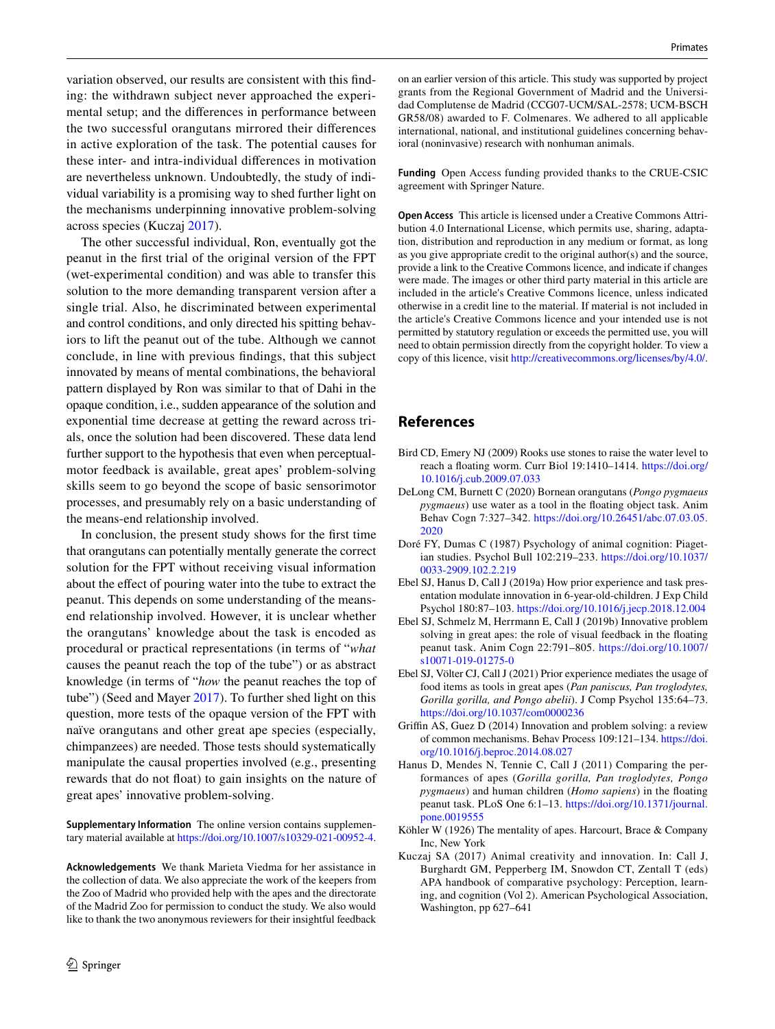variation observed, our results are consistent with this finding: the withdrawn subject never approached the experimental setup; and the differences in performance between the two successful orangutans mirrored their differences in active exploration of the task. The potential causes for these inter- and intra-individual differences in motivation are nevertheless unknown. Undoubtedly, the study of individual variability is a promising way to shed further light on the mechanisms underpinning innovative problem-solving across species (Kuczaj 2017).

The other successful individual, Ron, eventually got the peanut in the first trial of the original version of the FPT (wet-experimental condition) and was able to transfer this solution to the more demanding transparent version after a single trial. Also, he discriminated between experimental and control conditions, and only directed his spitting behaviors to lift the peanut out of the tube. Although we cannot conclude, in line with previous findings, that this subject innovated by means of mental combinations, the behavioral pattern displayed by Ron was similar to that of Dahi in the opaque condition, i.e., sudden appearance of the solution and exponential time decrease at getting the reward across trials, once the solution had been discovered. These data lend further support to the hypothesis that even when perceptual-motor feedback is available, great apes' problem-solving skills seem to go beyond the scope of basic sensorimotor processes, and presumably rely on a basic understanding of the means-end relationship involved.

In conclusion, the present study shows for the first time that orangutans can potentially mentally generate the correct solution for the FPT without receiving visual information about the effect of pouring water into the tube to extract the peanut. This depends on some understanding of the means-end relationship involved. However, it is unclear whether the orangutans' knowledge about the task is encoded as procedural or practical representations (in terms of "*what* causes the peanut reach the top of the tube") or as abstract knowledge (in terms of "*how* the peanut reaches the top of tube") (Seed and Mayer 2017). To further shed light on this question, more tests of the opaque version of the FPT with naïve orangutans and other great ape species (especially, chimpanzees) are needed. Those tests should systematically manipulate the causal properties involved (e.g., presenting rewards that do not float) to gain insights on the nature of great apes' innovative problem-solving.

**Supplementary Information** The online version contains supplementary material available at https://doi.org/10.1007/s10329-021-00952-4.

**Acknowledgements** We thank Marieta Viedma for her assistance in the collection of data. We also appreciate the work of the keepers from the Zoo of Madrid who provided help with the apes and the directorate of the Madrid Zoo for permission to conduct the study. We also would like to thank the two anonymous reviewers for their insightful feedback on an earlier version of this article. This study was supported by project grants from the Regional Government of Madrid and the Universidad Complutense de Madrid (CCG07-UCM/SAL-2578; UCM-BSCH GR58/08) awarded to F. Colmenares. We adhered to all applicable international, national, and institutional guidelines concerning behavioral (noninvasive) research with nonhuman animals.

**Funding** Open Access funding provided thanks to the CRUE-CSIC agreement with Springer Nature.

**Open Access** This article is licensed under a Creative Commons Attribution 4.0 International License, which permits use, sharing, adaptation, distribution and reproduction in any medium or format, as long as you give appropriate credit to the original author(s) and the source, provide a link to the Creative Commons licence, and indicate if changes were made. The images or other third party material in this article are included in the article's Creative Commons licence, unless indicated otherwise in a credit line to the material. If material is not included in the article's Creative Commons licence and your intended use is not permitted by statutory regulation or exceeds the permitted use, you will need to obtain permission directly from the copyright holder. To view a copy of this licence, visit http://creativecommons.org/licenses/by/4.0/.

## References

Bird CD, Emery NJ (2009) Rooks use stones to raise the water level to reach a floating worm. Curr Biol 19:1410–1414. https://doi.org/10.1016/j.cub.2009.07.033

DeLong CM, Burnett C (2020) Bornean orangutans (*Pongo pygmaeus pygmaeus*) use water as a tool in the floating object task. Anim Behav Cogn 7:327–342. https://doi.org/10.26451/abc.07.03.05.2020

Doré FY, Dumas C (1987) Psychology of animal cognition: Piagetian studies. Psychol Bull 102:219–233. https://doi.org/10.1037/0033-2909.102.2.219

Ebel SJ, Hanus D, Call J (2019a) How prior experience and task presentation modulate innovation in 6-year-old-children. J Exp Child Psychol 180:87–103. https://doi.org/10.1016/j.jecp.2018.12.004

Ebel SJ, Schmelz M, Herrmann E, Call J (2019b) Innovative problem solving in great apes: the role of visual feedback in the floating peanut task. Anim Cogn 22:791–805. https://doi.org/10.1007/s10071-019-01275-0

Ebel SJ, Völter CJ, Call J (2021) Prior experience mediates the usage of food items as tools in great apes (*Pan paniscus, Pan troglodytes, Gorilla gorilla, and Pongo abelii*). J Comp Psychol 135:64–73. https://doi.org/10.1037/com0000236

Griffin AS, Guez D (2014) Innovation and problem solving: a review of common mechanisms. Behav Process 109:121–134. https://doi.org/10.1016/j.beproc.2014.08.027

Hanus D, Mendes N, Tennie C, Call J (2011) Comparing the performances of apes (*Gorilla gorilla, Pan troglodytes, Pongo pygmaeus*) and human children (*Homo sapiens*) in the floating peanut task. PLoS One 6:1–13. https://doi.org/10.1371/journal.pone.0019555

Köhler W (1926) The mentality of apes. Harcourt, Brace & Company Inc, New York

Kuczaj SA (2017) Animal creativity and innovation. In: Call J, Burghardt GM, Pepperberg IM, Snowdon CT, Zentall T (eds) APA handbook of comparative psychology: Perception, learning, and cognition (Vol 2). American Psychological Association, Washington, pp 627–641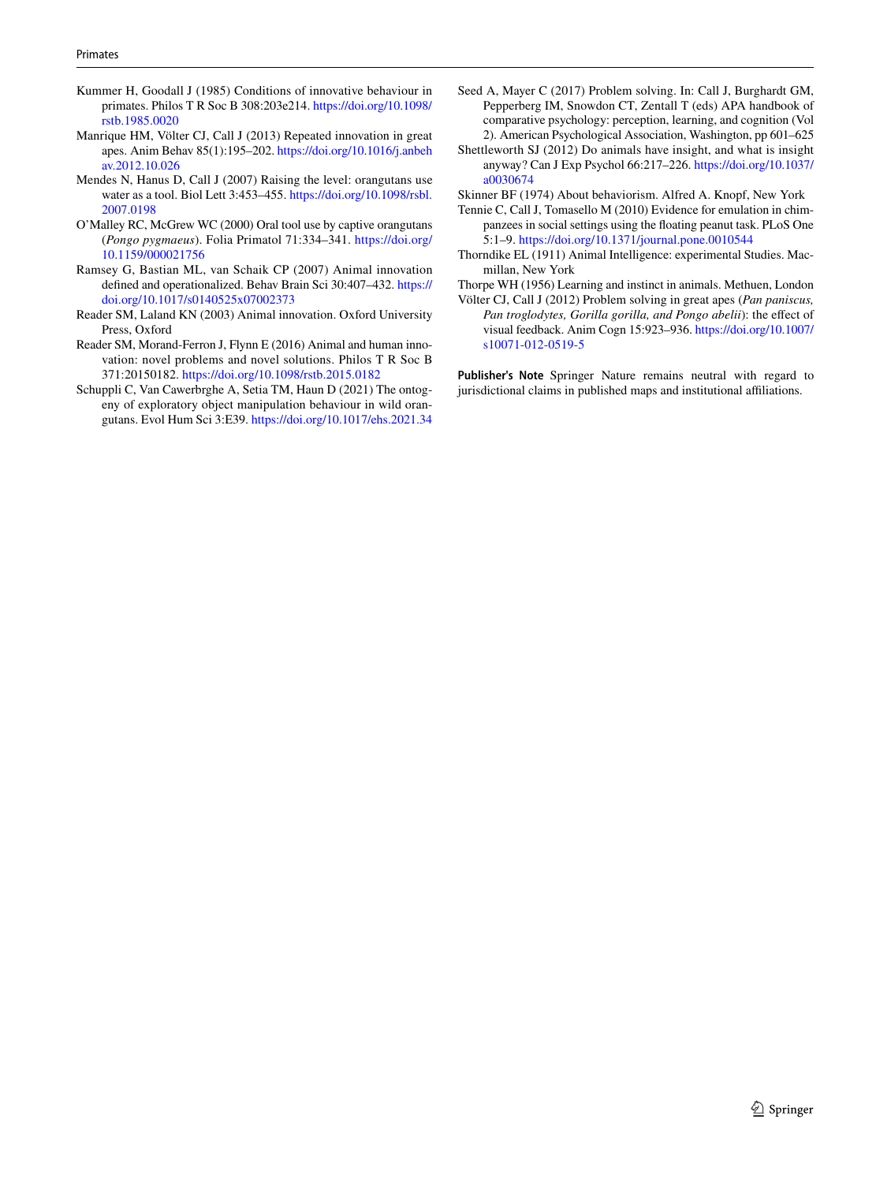Kummer H, Goodall J (1985) Conditions of innovative behaviour in primates. Philos T R Soc B 308:203e214. https://doi.org/10.1098/rstb.1985.0020

Manrique HM, Völter CJ, Call J (2013) Repeated innovation in great apes. Anim Behav 85(1):195–202. https://doi.org/10.1016/j.anbehav.2012.10.026

Mendes N, Hanus D, Call J (2007) Raising the level: orangutans use water as a tool. Biol Lett 3:453–455. https://doi.org/10.1098/rsbl.2007.0198

O'Malley RC, McGrew WC (2000) Oral tool use by captive orangutans (*Pongo pygmaeus*). Folia Primatol 71:334–341. https://doi.org/10.1159/000021756

Ramsey G, Bastian ML, van Schaik CP (2007) Animal innovation defined and operationalized. Behav Brain Sci 30:407–432. https://doi.org/10.1017/s0140525x07002373

Reader SM, Laland KN (2003) Animal innovation. Oxford University Press, Oxford

Reader SM, Morand-Ferron J, Flynn E (2016) Animal and human innovation: novel problems and novel solutions. Philos T R Soc B 371:20150182. https://doi.org/10.1098/rstb.2015.0182

Schuppli C, Van Cawerbrghe A, Setia TM, Haun D (2021) The ontogeny of exploratory object manipulation behaviour in wild orangutans. Evol Hum Sci 3:E39. https://doi.org/10.1017/ehs.2021.34

Seed A, Mayer C (2017) Problem solving. In: Call J, Burghardt GM, Pepperberg IM, Snowdon CT, Zentall T (eds) APA handbook of comparative psychology: perception, learning, and cognition (Vol 2). American Psychological Association, Washington, pp 601–625

Shettleworth SJ (2012) Do animals have insight, and what is insight anyway? Can J Exp Psychol 66:217–226. https://doi.org/10.1037/a0030674

Skinner BF (1974) About behaviorism. Alfred A. Knopf, New York

Tennie C, Call J, Tomasello M (2010) Evidence for emulation in chimpanzees in social settings using the floating peanut task. PLoS One 5:1–9. https://doi.org/10.1371/journal.pone.0010544

Thorndike EL (1911) Animal Intelligence: experimental Studies. Macmillan, New York

Thorpe WH (1956) Learning and instinct in animals. Methuen, London

Völter CJ, Call J (2012) Problem solving in great apes (*Pan paniscus, Pan troglodytes, Gorilla gorilla, and Pongo abelii*): the effect of visual feedback. Anim Cogn 15:923–936. https://doi.org/10.1007/s10071-012-0519-5

**Publisher's Note** Springer Nature remains neutral with regard to jurisdictional claims in published maps and institutional affiliations.